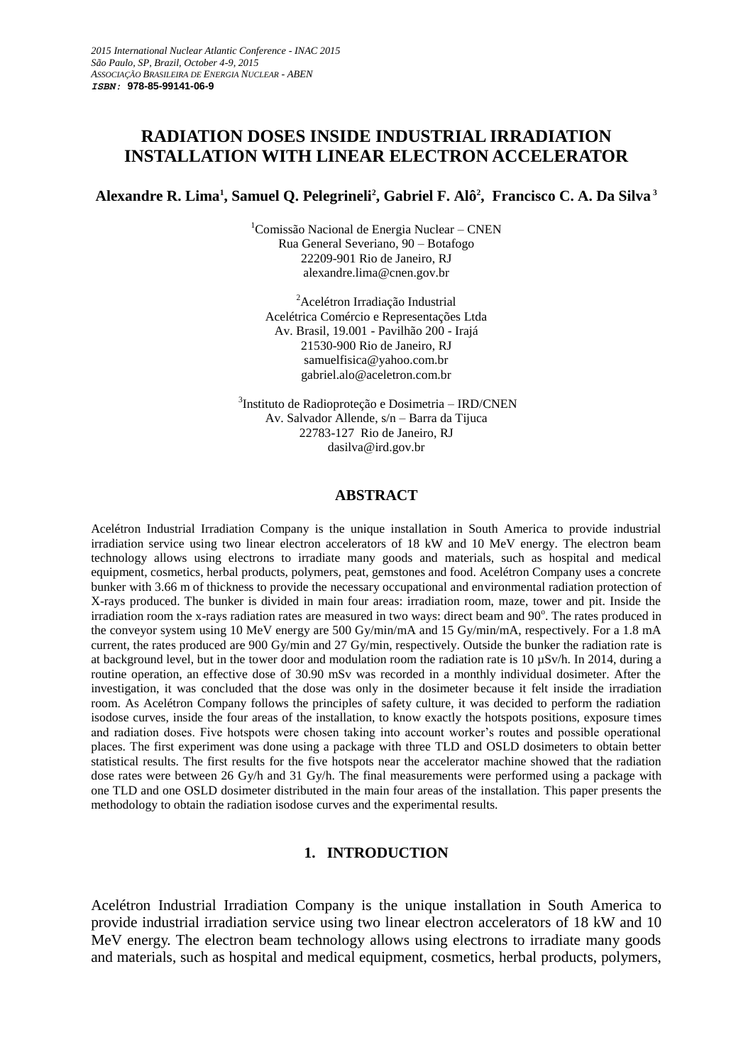*2015 International Nuclear Atlantic Conference - INAC 2015*
*São Paulo, SP, Brazil, October 4-9, 2015*
*ASSOCIAÇÃO BRASILEIRA DE ENERGIA NUCLEAR - ABEN*
***ISBN:*** **978-85-99141-06-9**

# RADIATION DOSES INSIDE INDUSTRIAL IRRADIATION INSTALLATION WITH LINEAR ELECTRON ACCELERATOR

**Alexandre R. Lima[1], Samuel Q. Pelegrineli[2], Gabriel F. Alô[2], Francisco C. A. Da Silva[3]**

[1]Comissão Nacional de Energia Nuclear – CNEN
Rua General Severiano, 90 – Botafogo
22209-901 Rio de Janeiro, RJ
alexandre.lima@cnen.gov.br

[2]Acelétron Irradiação Industrial
Acelétrica Comércio e Representações Ltda
Av. Brasil, 19.001 - Pavilhão 200 - Irajá
21530-900 Rio de Janeiro, RJ
samuelfisica@yahoo.com.br
gabriel.alo@aceletron.com.br

[3]Instituto de Radioproteção e Dosimetria – IRD/CNEN
Av. Salvador Allende, s/n – Barra da Tijuca
22783-127 Rio de Janeiro, RJ
dasilva@ird.gov.br

## ABSTRACT

Acelétron Industrial Irradiation Company is the unique installation in South America to provide industrial irradiation service using two linear electron accelerators of 18 kW and 10 MeV energy. The electron beam technology allows using electrons to irradiate many goods and materials, such as hospital and medical equipment, cosmetics, herbal products, polymers, peat, gemstones and food. Acelétron Company uses a concrete bunker with 3.66 m of thickness to provide the necessary occupational and environmental radiation protection of X-rays produced. The bunker is divided in main four areas: irradiation room, maze, tower and pit. Inside the irradiation room the x-rays radiation rates are measured in two ways: direct beam and 90°. The rates produced in the conveyor system using 10 MeV energy are 500 Gy/min/mA and 15 Gy/min/mA, respectively. For a 1.8 mA current, the rates produced are 900 Gy/min and 27 Gy/min, respectively. Outside the bunker the radiation rate is at background level, but in the tower door and modulation room the radiation rate is 10 µSv/h. In 2014, during a routine operation, an effective dose of 30.90 mSv was recorded in a monthly individual dosimeter. After the investigation, it was concluded that the dose was only in the dosimeter because it felt inside the irradiation room. As Acelétron Company follows the principles of safety culture, it was decided to perform the radiation isodose curves, inside the four areas of the installation, to know exactly the hotspots positions, exposure times and radiation doses. Five hotspots were chosen taking into account worker's routes and possible operational places. The first experiment was done using a package with three TLD and OSLD dosimeters to obtain better statistical results. The first results for the five hotspots near the accelerator machine showed that the radiation dose rates were between 26 Gy/h and 31 Gy/h. The final measurements were performed using a package with one TLD and one OSLD dosimeter distributed in the main four areas of the installation. This paper presents the methodology to obtain the radiation isodose curves and the experimental results.

## 1. INTRODUCTION

Acelétron Industrial Irradiation Company is the unique installation in South America to provide industrial irradiation service using two linear electron accelerators of 18 kW and 10 MeV energy. The electron beam technology allows using electrons to irradiate many goods and materials, such as hospital and medical equipment, cosmetics, herbal products, polymers,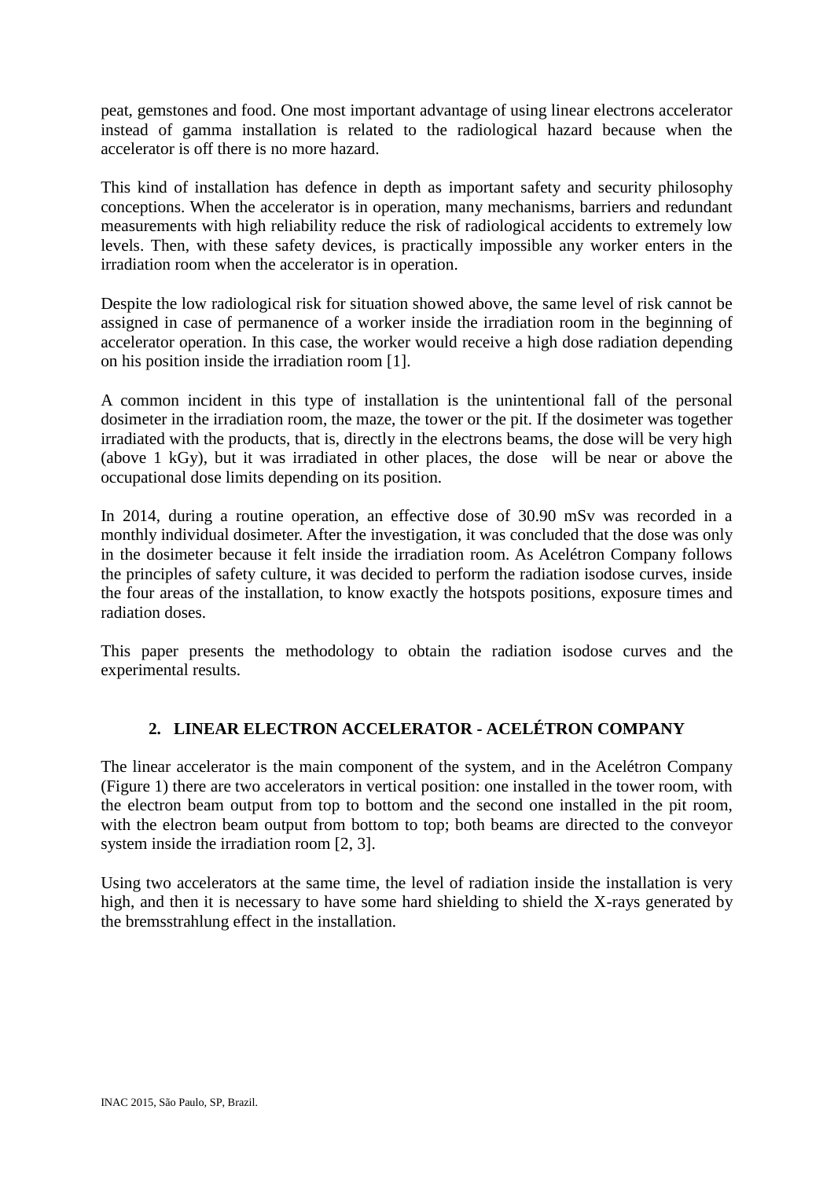peat, gemstones and food. One most important advantage of using linear electrons accelerator instead of gamma installation is related to the radiological hazard because when the accelerator is off there is no more hazard.

This kind of installation has defence in depth as important safety and security philosophy conceptions. When the accelerator is in operation, many mechanisms, barriers and redundant measurements with high reliability reduce the risk of radiological accidents to extremely low levels. Then, with these safety devices, is practically impossible any worker enters in the irradiation room when the accelerator is in operation.

Despite the low radiological risk for situation showed above, the same level of risk cannot be assigned in case of permanence of a worker inside the irradiation room in the beginning of accelerator operation. In this case, the worker would receive a high dose radiation depending on his position inside the irradiation room [1].

A common incident in this type of installation is the unintentional fall of the personal dosimeter in the irradiation room, the maze, the tower or the pit. If the dosimeter was together irradiated with the products, that is, directly in the electrons beams, the dose will be very high (above 1 kGy), but it was irradiated in other places, the dose will be near or above the occupational dose limits depending on its position.

In 2014, during a routine operation, an effective dose of 30.90 mSv was recorded in a monthly individual dosimeter. After the investigation, it was concluded that the dose was only in the dosimeter because it felt inside the irradiation room. As Acelétron Company follows the principles of safety culture, it was decided to perform the radiation isodose curves, inside the four areas of the installation, to know exactly the hotspots positions, exposure times and radiation doses.

This paper presents the methodology to obtain the radiation isodose curves and the experimental results.

## 2. LINEAR ELECTRON ACCELERATOR - ACELÉTRON COMPANY

The linear accelerator is the main component of the system, and in the Acelétron Company (Figure 1) there are two accelerators in vertical position: one installed in the tower room, with the electron beam output from top to bottom and the second one installed in the pit room, with the electron beam output from bottom to top; both beams are directed to the conveyor system inside the irradiation room [2, 3].

Using two accelerators at the same time, the level of radiation inside the installation is very high, and then it is necessary to have some hard shielding to shield the X-rays generated by the bremsstrahlung effect in the installation.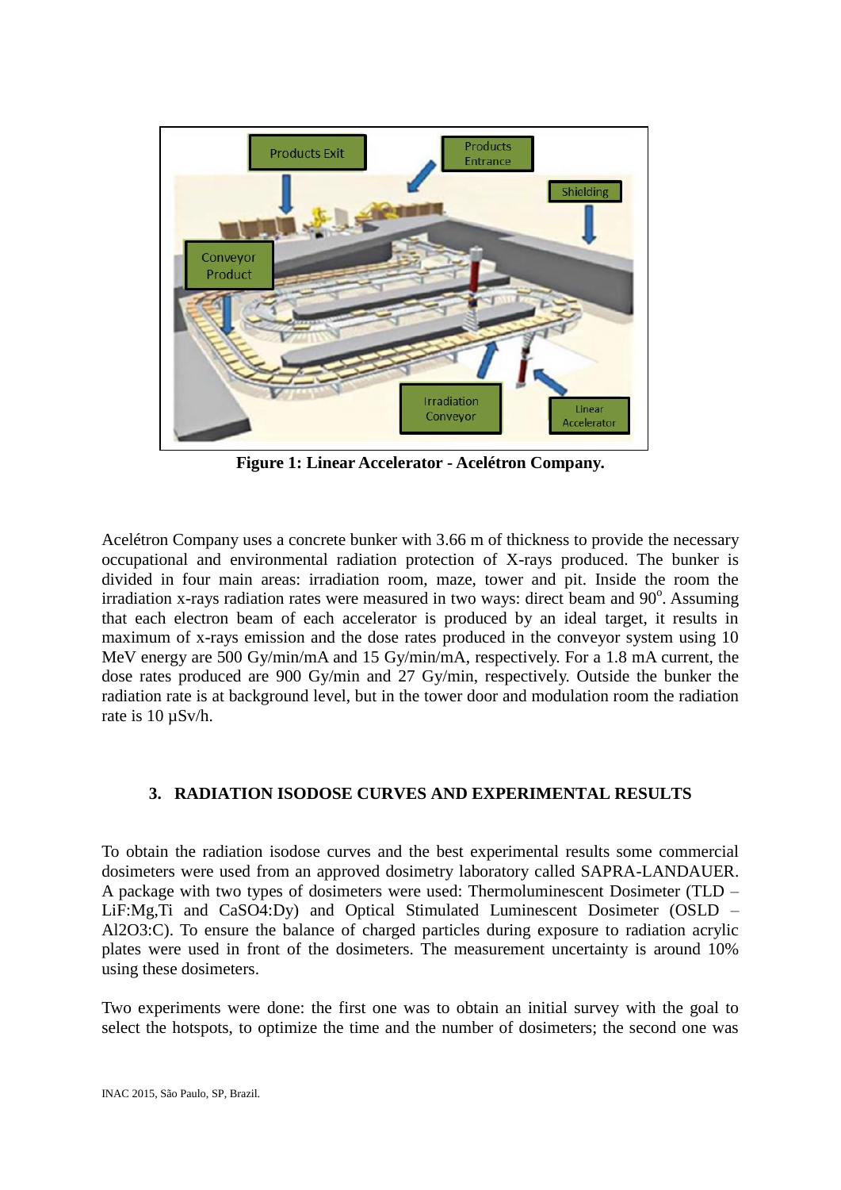**Figure 1: Linear Accelerator - Acelétron Company.**

Acelétron Company uses a concrete bunker with 3.66 m of thickness to provide the necessary occupational and environmental radiation protection of X-rays produced. The bunker is divided in four main areas: irradiation room, maze, tower and pit. Inside the room the irradiation x-rays radiation rates were measured in two ways: direct beam and 90$^o$. Assuming that each electron beam of each accelerator is produced by an ideal target, it results in maximum of x-rays emission and the dose rates produced in the conveyor system using 10 MeV energy are 500 Gy/min/mA and 15 Gy/min/mA, respectively. For a 1.8 mA current, the dose rates produced are 900 Gy/min and 27 Gy/min, respectively. Outside the bunker the radiation rate is at background level, but in the tower door and modulation room the radiation rate is 10 µSv/h.

## 3. RADIATION ISODOSE CURVES AND EXPERIMENTAL RESULTS

To obtain the radiation isodose curves and the best experimental results some commercial dosimeters were used from an approved dosimetry laboratory called SAPRA-LANDAUER. A package with two types of dosimeters were used: Thermoluminescent Dosimeter (TLD – LiF:Mg,Ti and $CaSO_4$:Dy) and Optical Stimulated Luminescent Dosimeter (OSLD – $Al_2O_3$:C). To ensure the balance of charged particles during exposure to radiation acrylic plates were used in front of the dosimeters. The measurement uncertainty is around 10% using these dosimeters.

Two experiments were done: the first one was to obtain an initial survey with the goal to select the hotspots, to optimize the time and the number of dosimeters; the second one was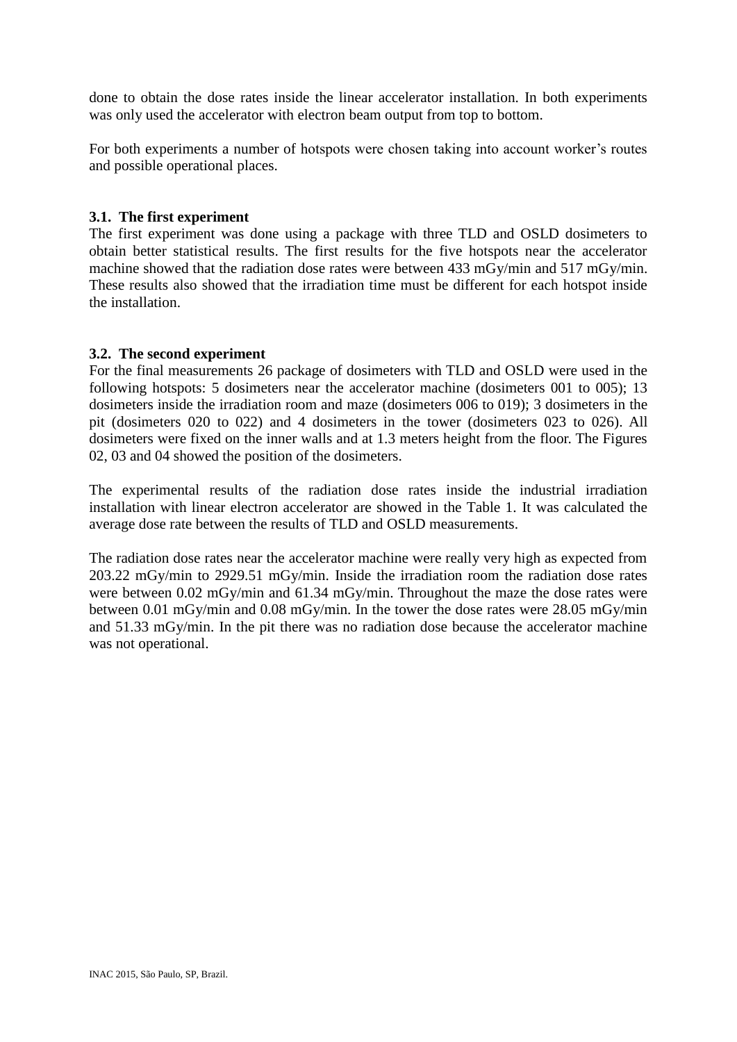done to obtain the dose rates inside the linear accelerator installation. In both experiments was only used the accelerator with electron beam output from top to bottom.

For both experiments a number of hotspots were chosen taking into account worker's routes and possible operational places.

### 3.1. The first experiment

The first experiment was done using a package with three TLD and OSLD dosimeters to obtain better statistical results. The first results for the five hotspots near the accelerator machine showed that the radiation dose rates were between 433 mGy/min and 517 mGy/min. These results also showed that the irradiation time must be different for each hotspot inside the installation.

### 3.2. The second experiment

For the final measurements 26 package of dosimeters with TLD and OSLD were used in the following hotspots: 5 dosimeters near the accelerator machine (dosimeters 001 to 005); 13 dosimeters inside the irradiation room and maze (dosimeters 006 to 019); 3 dosimeters in the pit (dosimeters 020 to 022) and 4 dosimeters in the tower (dosimeters 023 to 026). All dosimeters were fixed on the inner walls and at 1.3 meters height from the floor. The Figures 02, 03 and 04 showed the position of the dosimeters.

The experimental results of the radiation dose rates inside the industrial irradiation installation with linear electron accelerator are showed in the Table 1. It was calculated the average dose rate between the results of TLD and OSLD measurements.

The radiation dose rates near the accelerator machine were really very high as expected from 203.22 mGy/min to 2929.51 mGy/min. Inside the irradiation room the radiation dose rates were between 0.02 mGy/min and 61.34 mGy/min. Throughout the maze the dose rates were between 0.01 mGy/min and 0.08 mGy/min. In the tower the dose rates were 28.05 mGy/min and 51.33 mGy/min. In the pit there was no radiation dose because the accelerator machine was not operational.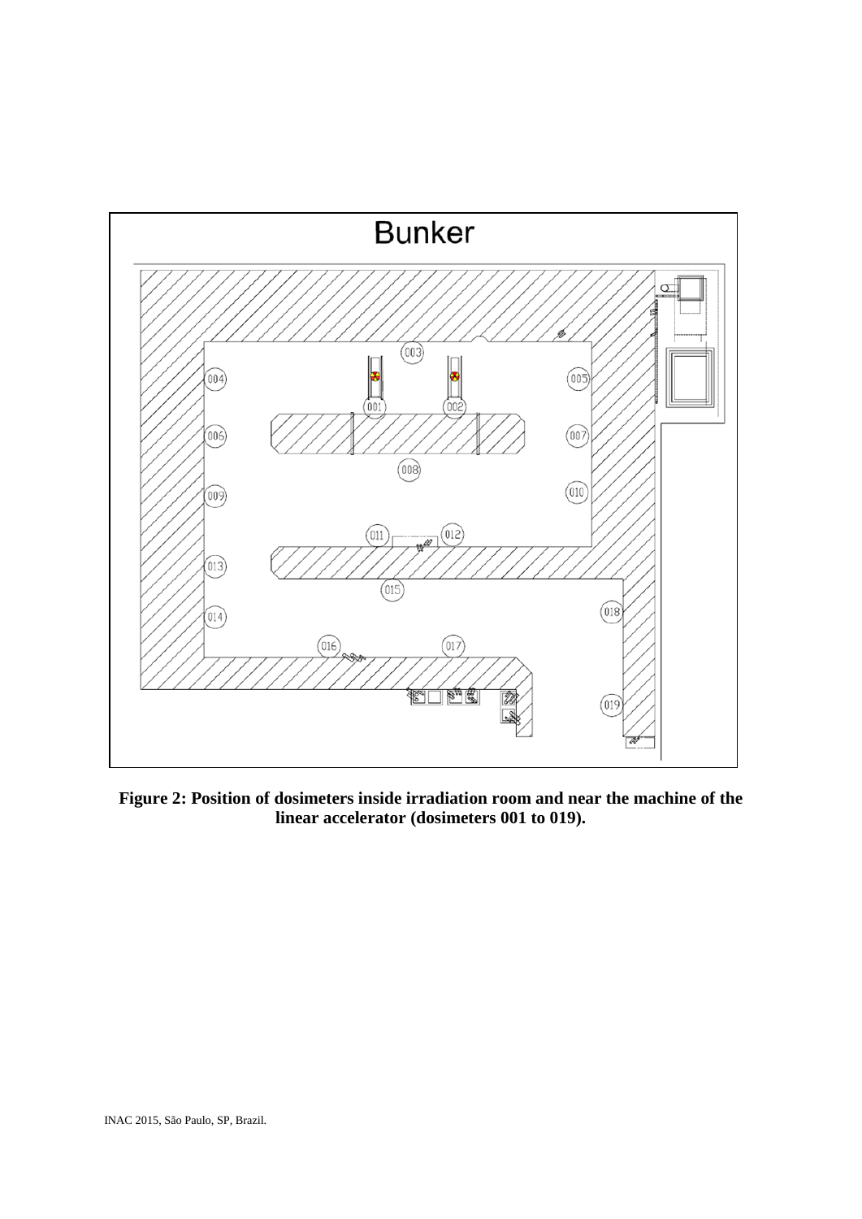**Figure 2: Position of dosimeters inside irradiation room and near the machine of the linear accelerator (dosimeters 001 to 019).**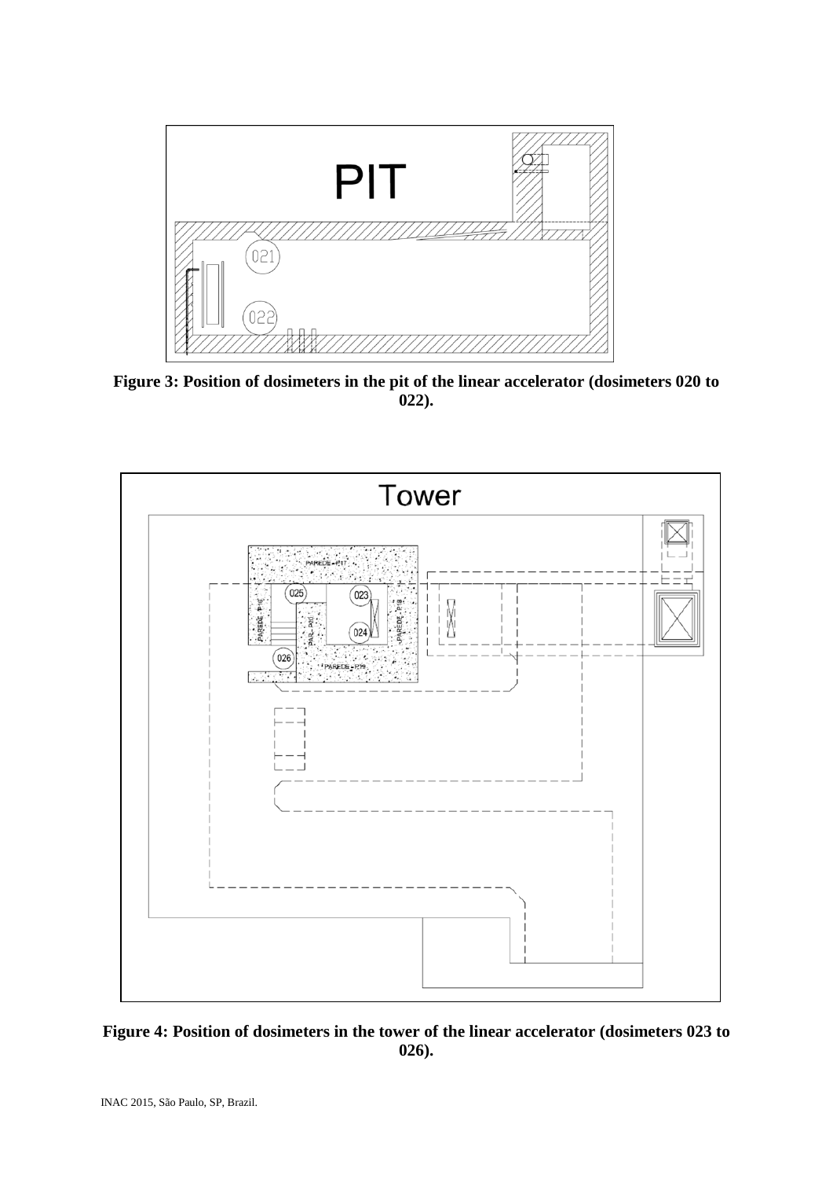**Figure 3: Position of dosimeters in the pit of the linear accelerator (dosimeters 020 to 022).**

**Figure 4: Position of dosimeters in the tower of the linear accelerator (dosimeters 023 to 026).**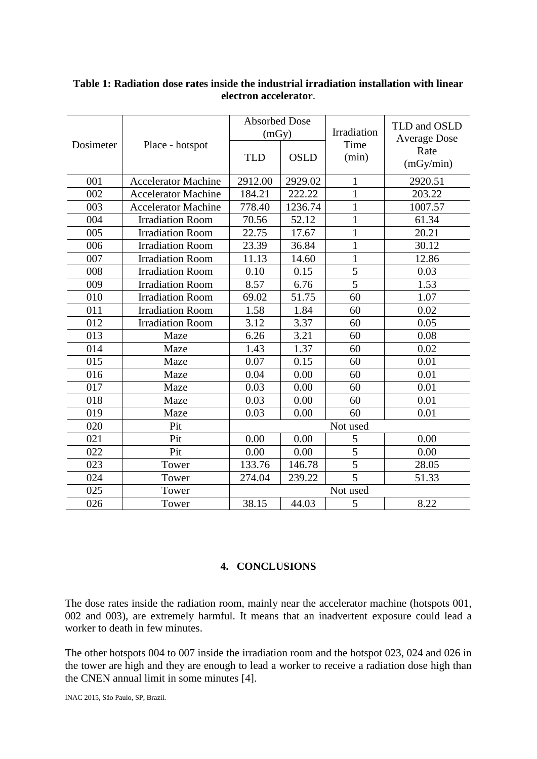**Table 1: Radiation dose rates inside the industrial irradiation installation with linear electron accelerator**.

| Dosimeter | Place - hotspot | Absorbed Dose (mGy) | | Irradiation Time (min) | TLD and OSLD Average Dose Rate (mGy/min) |
|---|---|---|---|---|---|
| | | TLD | OSLD | | |
| 001 | Accelerator Machine | 2912.00 | 2929.02 | 1 | 2920.51 |
| 002 | Accelerator Machine | 184.21 | 222.22 | 1 | 203.22 |
| 003 | Accelerator Machine | 778.40 | 1236.74 | 1 | 1007.57 |
| 004 | Irradiation Room | 70.56 | 52.12 | 1 | 61.34 |
| 005 | Irradiation Room | 22.75 | 17.67 | 1 | 20.21 |
| 006 | Irradiation Room | 23.39 | 36.84 | 1 | 30.12 |
| 007 | Irradiation Room | 11.13 | 14.60 | 1 | 12.86 |
| 008 | Irradiation Room | 0.10 | 0.15 | 5 | 0.03 |
| 009 | Irradiation Room | 8.57 | 6.76 | 5 | 1.53 |
| 010 | Irradiation Room | 69.02 | 51.75 | 60 | 1.07 |
| 011 | Irradiation Room | 1.58 | 1.84 | 60 | 0.02 |
| 012 | Irradiation Room | 3.12 | 3.37 | 60 | 0.05 |
| 013 | Maze | 6.26 | 3.21 | 60 | 0.08 |
| 014 | Maze | 1.43 | 1.37 | 60 | 0.02 |
| 015 | Maze | 0.07 | 0.15 | 60 | 0.01 |
| 016 | Maze | 0.04 | 0.00 | 60 | 0.01 |
| 017 | Maze | 0.03 | 0.00 | 60 | 0.01 |
| 018 | Maze | 0.03 | 0.00 | 60 | 0.01 |
| 019 | Maze | 0.03 | 0.00 | 60 | 0.01 |
| 020 | Pit | Not used | | | |
| 021 | Pit | 0.00 | 0.00 | 5 | 0.00 |
| 022 | Pit | 0.00 | 0.00 | 5 | 0.00 |
| 023 | Tower | 133.76 | 146.78 | 5 | 28.05 |
| 024 | Tower | 274.04 | 239.22 | 5 | 51.33 |
| 025 | Tower | Not used | | | |
| 026 | Tower | 38.15 | 44.03 | 5 | 8.22 |

## 4. CONCLUSIONS

The dose rates inside the radiation room, mainly near the accelerator machine (hotspots 001, 002 and 003), are extremely harmful. It means that an inadvertent exposure could lead a worker to death in few minutes.

The other hotspots 004 to 007 inside the irradiation room and the hotspot 023, 024 and 026 in the tower are high and they are enough to lead a worker to receive a radiation dose high than the CNEN annual limit in some minutes [4].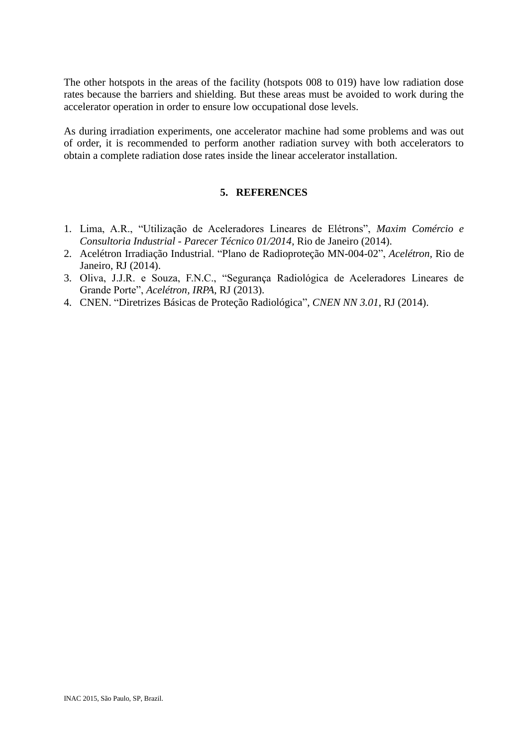The other hotspots in the areas of the facility (hotspots 008 to 019) have low radiation dose rates because the barriers and shielding. But these areas must be avoided to work during the accelerator operation in order to ensure low occupational dose levels.

As during irradiation experiments, one accelerator machine had some problems and was out of order, it is recommended to perform another radiation survey with both accelerators to obtain a complete radiation dose rates inside the linear accelerator installation.

## 5. REFERENCES

1. Lima, A.R., "Utilização de Aceleradores Lineares de Elétrons", *Maxim Comércio e Consultoria Industrial - Parecer Técnico 01/2014*, Rio de Janeiro (2014).
2. Acelétron Irradiação Industrial. "Plano de Radioproteção MN-004-02", *Acelétron*, Rio de Janeiro, RJ (2014).
3. Oliva, J.J.R. e Souza, F.N.C., "Segurança Radiológica de Aceleradores Lineares de Grande Porte", *Acelétron, IRPA*, RJ (2013).
4. CNEN. "Diretrizes Básicas de Proteção Radiológica", *CNEN NN 3.01*, RJ (2014).